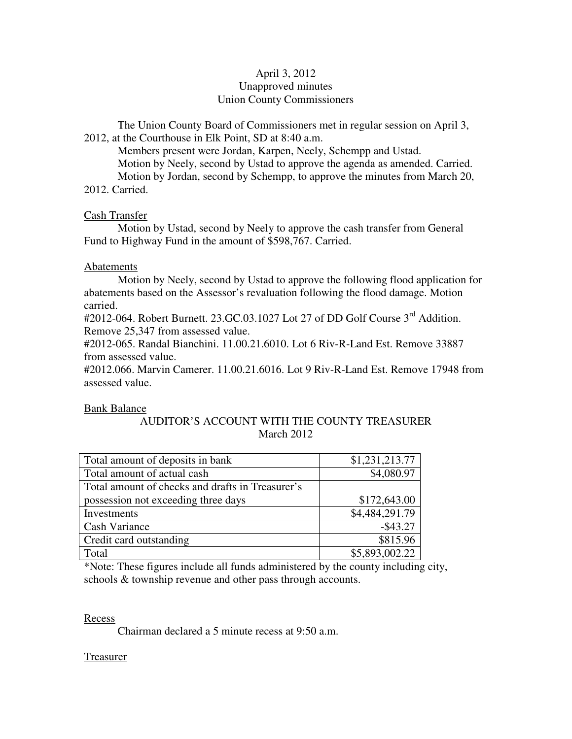April 3, 2012
Unapproved minutes
Union County Commissioners

The Union County Board of Commissioners met in regular session on April 3, 2012, at the Courthouse in Elk Point, SD at 8:40 a.m.

Members present were Jordan, Karpen, Neely, Schempp and Ustad.

Motion by Neely, second by Ustad to approve the agenda as amended. Carried.

Motion by Jordan, second by Schempp, to approve the minutes from March 20, 2012. Carried.

Cash Transfer

Motion by Ustad, second by Neely to approve the cash transfer from General Fund to Highway Fund in the amount of $598,767. Carried.

Abatements

Motion by Neely, second by Ustad to approve the following flood application for abatements based on the Assessor's revaluation following the flood damage. Motion carried.

#2012-064. Robert Burnett. 23.GC.03.1027 Lot 27 of DD Golf Course 3rd Addition. Remove 25,347 from assessed value.

#2012-065. Randal Bianchini. 11.00.21.6010. Lot 6 Riv-R-Land Est. Remove 33887 from assessed value.

#2012.066. Marvin Camerer. 11.00.21.6016. Lot 9 Riv-R-Land Est. Remove 17948 from assessed value.

Bank Balance

AUDITOR'S ACCOUNT WITH THE COUNTY TREASURER
March 2012

| | |
|---|---:|
| Total amount of deposits in bank | $1,231,213.77 |
| Total amount of actual cash | $4,080.97 |
| Total amount of checks and drafts in Treasurer's possession not exceeding three days | $172,643.00 |
| Investments | $4,484,291.79 |
| Cash Variance | -$43.27 |
| Credit card outstanding | $815.96 |
| Total | $5,893,002.22 |

*Note: These figures include all funds administered by the county including city, schools & township revenue and other pass through accounts.

Recess

Chairman declared a 5 minute recess at 9:50 a.m.

Treasurer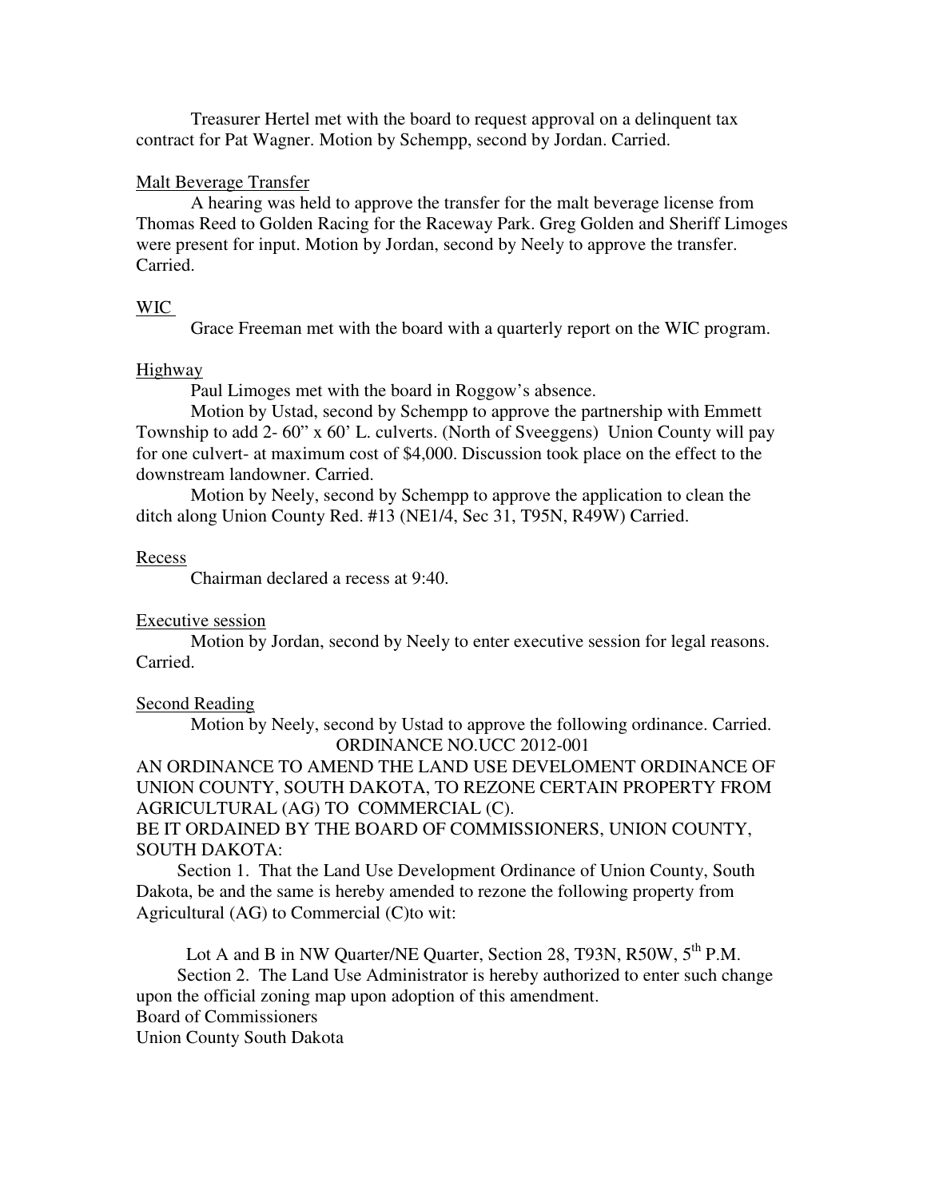Treasurer Hertel met with the board to request approval on a delinquent tax contract for Pat Wagner. Motion by Schempp, second by Jordan. Carried.

<u>Malt Beverage Transfer</u>

A hearing was held to approve the transfer for the malt beverage license from Thomas Reed to Golden Racing for the Raceway Park. Greg Golden and Sheriff Limoges were present for input. Motion by Jordan, second by Neely to approve the transfer. Carried.

<u>WIC</u>

Grace Freeman met with the board with a quarterly report on the WIC program.

<u>Highway</u>

Paul Limoges met with the board in Roggow's absence.

Motion by Ustad, second by Schempp to approve the partnership with Emmett Township to add 2- 60" x 60' L. culverts. (North of Sveeggens) Union County will pay for one culvert- at maximum cost of $4,000. Discussion took place on the effect to the downstream landowner. Carried.

Motion by Neely, second by Schempp to approve the application to clean the ditch along Union County Red. #13 (NE1/4, Sec 31, T95N, R49W) Carried.

<u>Recess</u>

Chairman declared a recess at 9:40.

<u>Executive session</u>

Motion by Jordan, second by Neely to enter executive session for legal reasons. Carried.

<u>Second Reading</u>

Motion by Neely, second by Ustad to approve the following ordinance. Carried.

ORDINANCE NO.UCC 2012-001

AN ORDINANCE TO AMEND THE LAND USE DEVELOMENT ORDINANCE OF UNION COUNTY, SOUTH DAKOTA, TO REZONE CERTAIN PROPERTY FROM AGRICULTURAL (AG) TO COMMERCIAL (C).

BE IT ORDAINED BY THE BOARD OF COMMISSIONERS, UNION COUNTY, SOUTH DAKOTA:

Section 1. That the Land Use Development Ordinance of Union County, South Dakota, be and the same is hereby amended to rezone the following property from Agricultural (AG) to Commercial (C)to wit:

Lot A and B in NW Quarter/NE Quarter, Section 28, T93N, R50W, 5th P.M.

Section 2. The Land Use Administrator is hereby authorized to enter such change upon the official zoning map upon adoption of this amendment.

Board of Commissioners
Union County South Dakota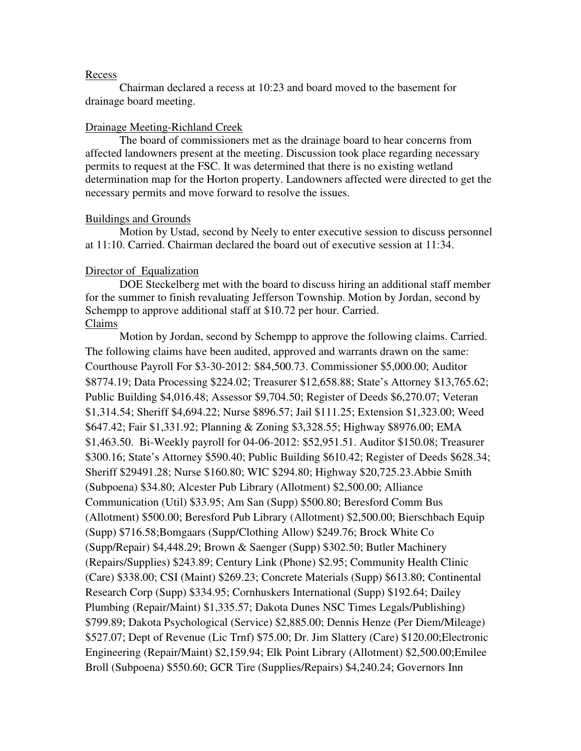Recess

Chairman declared a recess at 10:23 and board moved to the basement for drainage board meeting.

Drainage Meeting-Richland Creek

The board of commissioners met as the drainage board to hear concerns from affected landowners present at the meeting. Discussion took place regarding necessary permits to request at the FSC. It was determined that there is no existing wetland determination map for the Horton property. Landowners affected were directed to get the necessary permits and move forward to resolve the issues.

Buildings and Grounds

Motion by Ustad, second by Neely to enter executive session to discuss personnel at 11:10. Carried. Chairman declared the board out of executive session at 11:34.

Director of Equalization

DOE Steckelberg met with the board to discuss hiring an additional staff member for the summer to finish revaluating Jefferson Township. Motion by Jordan, second by Schempp to approve additional staff at $10.72 per hour. Carried.

Claims

Motion by Jordan, second by Schempp to approve the following claims. Carried. The following claims have been audited, approved and warrants drawn on the same: Courthouse Payroll For $3-30-2012: $84,500.73. Commissioner $5,000.00; Auditor $8774.19; Data Processing $224.02; Treasurer $12,658.88; State's Attorney $13,765.62; Public Building $4,016.48; Assessor $9,704.50; Register of Deeds $6,270.07; Veteran $1,314.54; Sheriff $4,694.22; Nurse $896.57; Jail $111.25; Extension $1,323.00; Weed $647.42; Fair $1,331.92; Planning & Zoning $3,328.55; Highway $8976.00; EMA $1,463.50. Bi-Weekly payroll for 04-06-2012: $52,951.51. Auditor $150.08; Treasurer $300.16; State's Attorney $590.40; Public Building $610.42; Register of Deeds $628.34; Sheriff $29491.28; Nurse $160.80; WIC $294.80; Highway $20,725.23.Abbie Smith (Subpoena) $34.80; Alcester Pub Library (Allotment) $2,500.00; Alliance Communication (Util) $33.95; Am San (Supp) $500.80; Beresford Comm Bus (Allotment) $500.00; Beresford Pub Library (Allotment) $2,500.00; Bierschbach Equip (Supp) $716.58;Bomgaars (Supp/Clothing Allow) $249.76; Brock White Co (Supp/Repair) $4,448.29; Brown & Saenger (Supp) $302.50; Butler Machinery (Repairs/Supplies) $243.89; Century Link (Phone) $2.95; Community Health Clinic (Care) $338.00; CSI (Maint) $269.23; Concrete Materials (Supp) $613.80; Continental Research Corp (Supp) $334.95; Cornhuskers International (Supp) $192.64; Dailey Plumbing (Repair/Maint) $1,335.57; Dakota Dunes NSC Times Legals/Publishing) $799.89; Dakota Psychological (Service) $2,885.00; Dennis Henze (Per Diem/Mileage) $527.07; Dept of Revenue (Lic Trnf) $75.00; Dr. Jim Slattery (Care) $120.00;Electronic Engineering (Repair/Maint) $2,159.94; Elk Point Library (Allotment) $2,500.00;Emilee Broll (Subpoena) $550.60; GCR Tire (Supplies/Repairs) $4,240.24; Governors Inn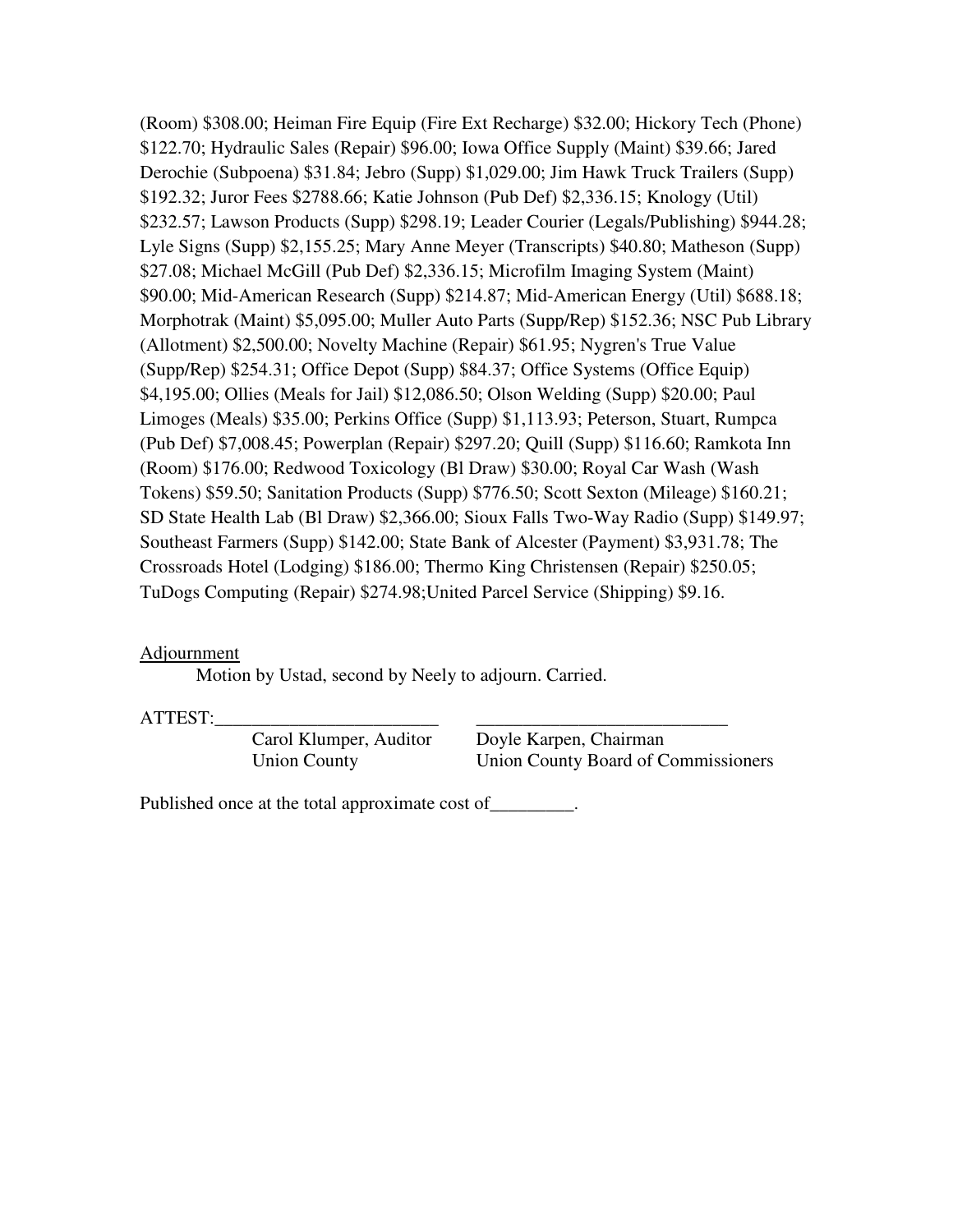(Room) $308.00; Heiman Fire Equip (Fire Ext Recharge) $32.00; Hickory Tech (Phone) $122.70; Hydraulic Sales (Repair) $96.00; Iowa Office Supply (Maint) $39.66; Jared Derochie (Subpoena) $31.84; Jebro (Supp) $1,029.00; Jim Hawk Truck Trailers (Supp) $192.32; Juror Fees $2788.66; Katie Johnson (Pub Def) $2,336.15; Knology (Util) $232.57; Lawson Products (Supp) $298.19; Leader Courier (Legals/Publishing) $944.28; Lyle Signs (Supp) $2,155.25; Mary Anne Meyer (Transcripts) $40.80; Matheson (Supp) $27.08; Michael McGill (Pub Def) $2,336.15; Microfilm Imaging System (Maint) $90.00; Mid-American Research (Supp) $214.87; Mid-American Energy (Util) $688.18; Morphotrak (Maint) $5,095.00; Muller Auto Parts (Supp/Rep) $152.36; NSC Pub Library (Allotment) $2,500.00; Novelty Machine (Repair) $61.95; Nygren's True Value (Supp/Rep) $254.31; Office Depot (Supp) $84.37; Office Systems (Office Equip) $4,195.00; Ollies (Meals for Jail) $12,086.50; Olson Welding (Supp) $20.00; Paul Limoges (Meals) $35.00; Perkins Office (Supp) $1,113.93; Peterson, Stuart, Rumpca (Pub Def) $7,008.45; Powerplan (Repair) $297.20; Quill (Supp) $116.60; Ramkota Inn (Room) $176.00; Redwood Toxicology (Bl Draw) $30.00; Royal Car Wash (Wash Tokens) $59.50; Sanitation Products (Supp) $776.50; Scott Sexton (Mileage) $160.21; SD State Health Lab (Bl Draw) $2,366.00; Sioux Falls Two-Way Radio (Supp) $149.97; Southeast Farmers (Supp) $142.00; State Bank of Alcester (Payment) $3,931.78; The Crossroads Hotel (Lodging) $186.00; Thermo King Christensen (Repair) $250.05; TuDogs Computing (Repair) $274.98;United Parcel Service (Shipping) $9.16.

Adjournment

Motion by Ustad, second by Neely to adjourn. Carried.

ATTEST:________________________ ____________________________

Carol Klumper, Auditor
Union County

Doyle Karpen, Chairman
Union County Board of Commissioners

Published once at the total approximate cost of_________.